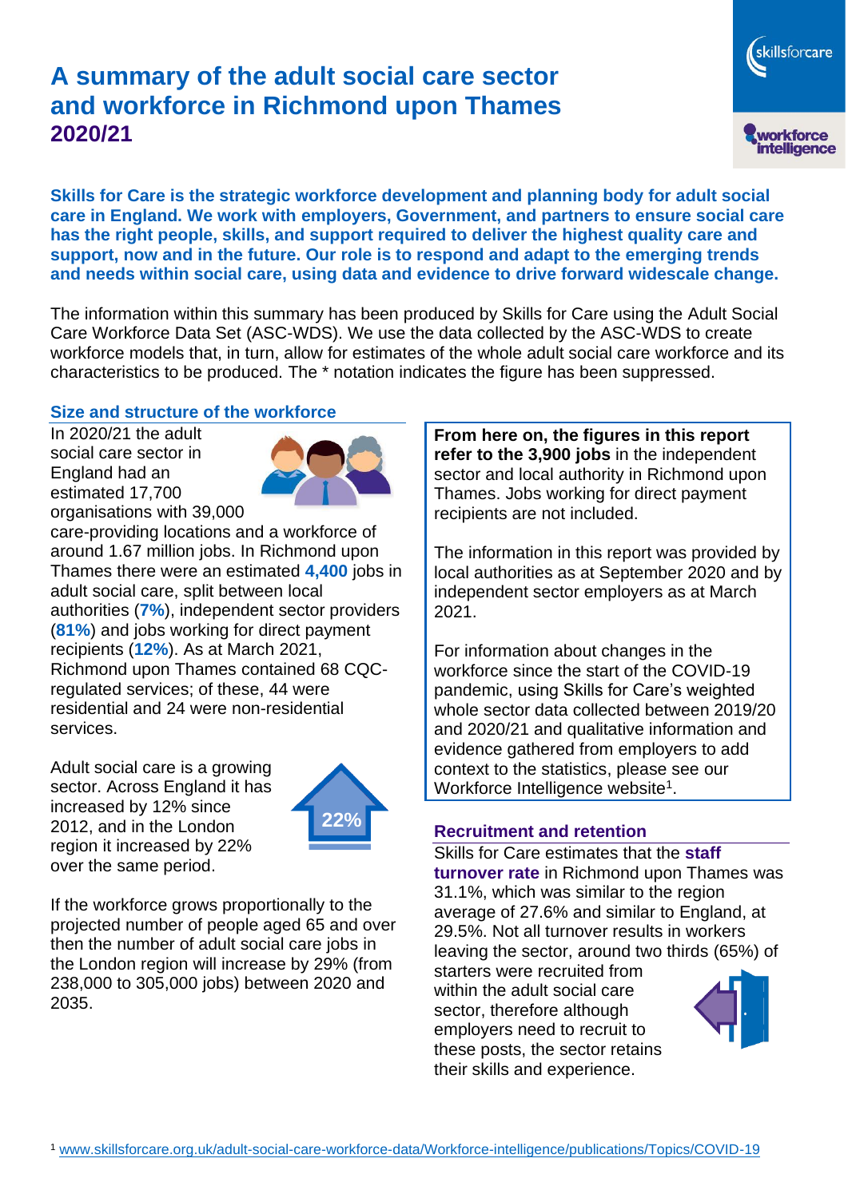# A summary of the adult social care sector and workforce in Richmond upon Thames 2020/21

**Skills for Care is the strategic workforce development and planning body for adult social care in England. We work with employers, Government, and partners to ensure social care has the right people, skills, and support required to deliver the highest quality care and support, now and in the future. Our role is to respond and adapt to the emerging trends and needs within social care, using data and evidence to drive forward widescale change.**

The information within this summary has been produced by Skills for Care using the Adult Social Care Workforce Data Set (ASC-WDS). We use the data collected by the ASC-WDS to create workforce models that, in turn, allow for estimates of the whole adult social care workforce and its characteristics to be produced. The * notation indicates the figure has been suppressed.

## Size and structure of the workforce

In 2020/21 the adult social care sector in England had an estimated 17,700 organisations with 39,000 care-providing locations and a workforce of around 1.67 million jobs. In Richmond upon Thames there were an estimated **4,400** jobs in adult social care, split between local authorities (**7%**), independent sector providers (**81%**) and jobs working for direct payment recipients (**12%**). As at March 2021, Richmond upon Thames contained 68 CQC-regulated services; of these, 44 were residential and 24 were non-residential services.

Adult social care is a growing sector. Across England it has increased by 12% since 2012, and in the London region it increased by 22% over the same period.

22%

If the workforce grows proportionally to the projected number of people aged 65 and over then the number of adult social care jobs in the London region will increase by 29% (from 238,000 to 305,000 jobs) between 2020 and 2035.

**From here on, the figures in this report refer to the 3,900 jobs** in the independent sector and local authority in Richmond upon Thames. Jobs working for direct payment recipients are not included.

The information in this report was provided by local authorities as at September 2020 and by independent sector employers as at March 2021.

For information about changes in the workforce since the start of the COVID-19 pandemic, using Skills for Care's weighted whole sector data collected between 2019/20 and 2020/21 and qualitative information and evidence gathered from employers to add context to the statistics, please see our Workforce Intelligence website[1].

## Recruitment and retention

Skills for Care estimates that the **staff turnover rate** in Richmond upon Thames was 31.1%, which was similar to the region average of 27.6% and similar to England, at 29.5%. Not all turnover results in workers leaving the sector, around two thirds (65%) of starters were recruited from within the adult social care sector, therefore although employers need to recruit to these posts, the sector retains their skills and experience.

[1] www.skillsforcare.org.uk/adult-social-care-workforce-data/Workforce-intelligence/publications/Topics/COVID-19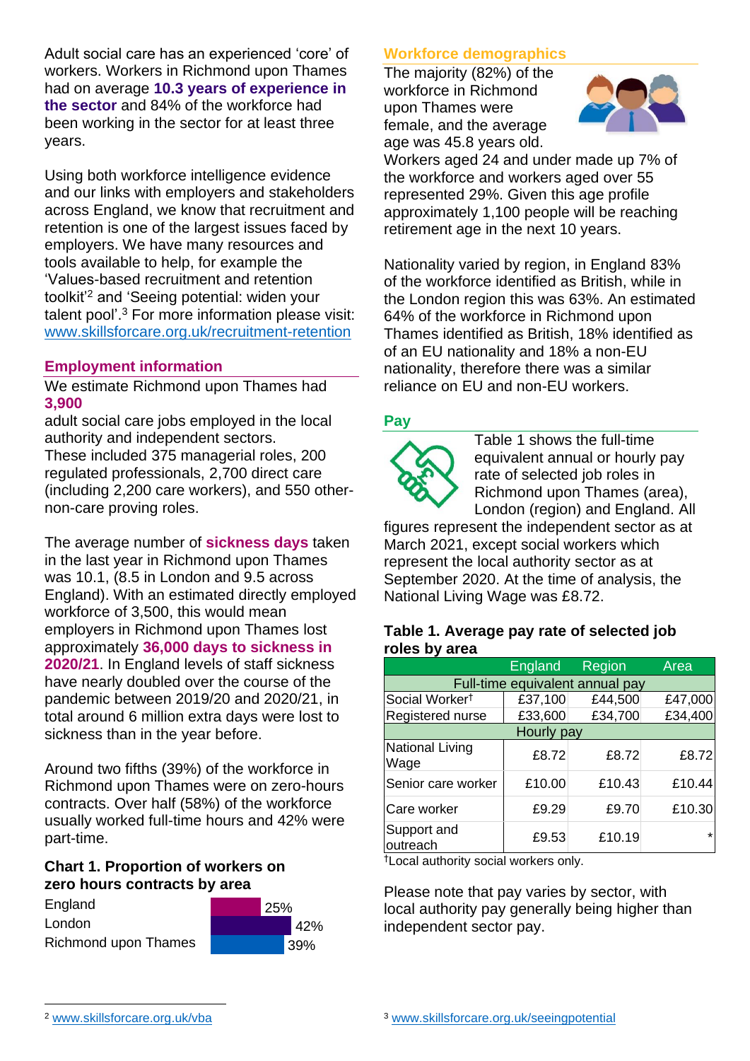Adult social care has an experienced 'core' of workers. Workers in Richmond upon Thames had on average **10.3 years of experience in the sector** and 84% of the workforce had been working in the sector for at least three years.

Using both workforce intelligence evidence and our links with employers and stakeholders across England, we know that recruitment and retention is one of the largest issues faced by employers. We have many resources and tools available to help, for example the 'Values-based recruitment and retention toolkit'[2] and 'Seeing potential: widen your talent pool'.[3] For more information please visit: www.skillsforcare.org.uk/recruitment-retention

## Employment information

We estimate Richmond upon Thames had **3,900** adult social care jobs employed in the local authority and independent sectors. These included 375 managerial roles, 200 regulated professionals, 2,700 direct care (including 2,200 care workers), and 550 other-non-care proving roles.

The average number of **sickness days** taken in the last year in Richmond upon Thames was 10.1, (8.5 in London and 9.5 across England). With an estimated directly employed workforce of 3,500, this would mean employers in Richmond upon Thames lost approximately **36,000 days to sickness in 2020/21**. In England levels of staff sickness have nearly doubled over the course of the pandemic between 2019/20 and 2020/21, in total around 6 million extra days were lost to sickness than in the year before.

Around two fifths (39%) of the workforce in Richmond upon Thames were on zero-hours contracts. Over half (58%) of the workforce usually worked full-time hours and 42% were part-time.

### Chart 1. Proportion of workers on zero hours contracts by area

England 25%
London 42%
Richmond upon Thames 39%

## Workforce demographics

The majority (82%) of the workforce in Richmond upon Thames were female, and the average age was 45.8 years old. Workers aged 24 and under made up 7% of the workforce and workers aged over 55 represented 29%. Given this age profile approximately 1,100 people will be reaching retirement age in the next 10 years.

Nationality varied by region, in England 83% of the workforce identified as British, while in the London region this was 63%. An estimated 64% of the workforce in Richmond upon Thames identified as British, 18% identified as of an EU nationality and 18% a non-EU nationality, therefore there was a similar reliance on EU and non-EU workers.

## Pay

Table 1 shows the full-time equivalent annual or hourly pay rate of selected job roles in Richmond upon Thames (area), London (region) and England. All figures represent the independent sector as at March 2021, except social workers which represent the local authority sector as at September 2020. At the time of analysis, the National Living Wage was £8.72.

### Table 1. Average pay rate of selected job roles by area

| | England | Region | Area |
|---|---|---|---|
| Full-time equivalent annual pay | | | |
| Social Worker† | £37,100 | £44,500 | £47,000 |
| Registered nurse | £33,600 | £34,700 | £34,400 |
| Hourly pay | | | |
| National Living Wage | £8.72 | £8.72 | £8.72 |
| Senior care worker | £10.00 | £10.43 | £10.44 |
| Care worker | £9.29 | £9.70 | £10.30 |
| Support and outreach | £9.53 | £10.19 | * |

†Local authority social workers only.

Please note that pay varies by sector, with local authority pay generally being higher than independent sector pay.

[2] www.skillsforcare.org.uk/vba

[3] www.skillsforcare.org.uk/seeingpotential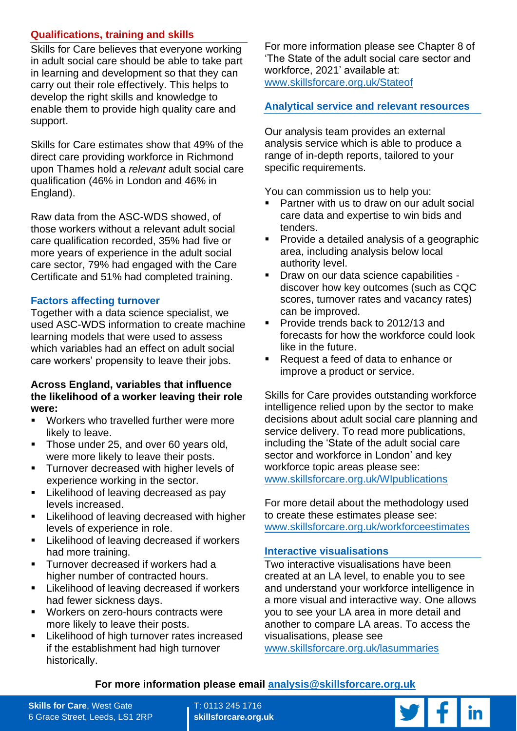## Qualifications, training and skills

Skills for Care believes that everyone working in adult social care should be able to take part in learning and development so that they can carry out their role effectively. This helps to develop the right skills and knowledge to enable them to provide high quality care and support.

Skills for Care estimates show that 49% of the direct care providing workforce in Richmond upon Thames hold a *relevant* adult social care qualification (46% in London and 46% in England).

Raw data from the ASC-WDS showed, of those workers without a relevant adult social care qualification recorded, 35% had five or more years of experience in the adult social care sector, 79% had engaged with the Care Certificate and 51% had completed training.

## Factors affecting turnover

Together with a data science specialist, we used ASC-WDS information to create machine learning models that were used to assess which variables had an effect on adult social care workers' propensity to leave their jobs.

**Across England, variables that influence the likelihood of a worker leaving their role were:**

- Workers who travelled further were more likely to leave.
- Those under 25, and over 60 years old, were more likely to leave their posts.
- Turnover decreased with higher levels of experience working in the sector.
- Likelihood of leaving decreased as pay levels increased.
- Likelihood of leaving decreased with higher levels of experience in role.
- Likelihood of leaving decreased if workers had more training.
- Turnover decreased if workers had a higher number of contracted hours.
- Likelihood of leaving decreased if workers had fewer sickness days.
- Workers on zero-hours contracts were more likely to leave their posts.
- Likelihood of high turnover rates increased if the establishment had high turnover historically.

For more information please see Chapter 8 of 'The State of the adult social care sector and workforce, 2021' available at: www.skillsforcare.org.uk/Stateof

## Analytical service and relevant resources

Our analysis team provides an external analysis service which is able to produce a range of in-depth reports, tailored to your specific requirements.

You can commission us to help you:

- Partner with us to draw on our adult social care data and expertise to win bids and tenders.
- Provide a detailed analysis of a geographic area, including analysis below local authority level.
- Draw on our data science capabilities - discover how key outcomes (such as CQC scores, turnover rates and vacancy rates) can be improved.
- Provide trends back to 2012/13 and forecasts for how the workforce could look like in the future.
- Request a feed of data to enhance or improve a product or service.

Skills for Care provides outstanding workforce intelligence relied upon by the sector to make decisions about adult social care planning and service delivery. To read more publications, including the 'State of the adult social care sector and workforce in London' and key workforce topic areas please see: www.skillsforcare.org.uk/WIpublications

For more detail about the methodology used to create these estimates please see: www.skillsforcare.org.uk/workforceestimates

## Interactive visualisations

Two interactive visualisations have been created at an LA level, to enable you to see and understand your workforce intelligence in a more visual and interactive way. One allows you to see your LA area in more detail and another to compare LA areas. To access the visualisations, please see www.skillsforcare.org.uk/lasummaries

**For more information please email analysis@skillsforcare.org.uk**

**Skills for Care**, West Gate
6 Grace Street, Leeds, LS1 2RP

T: 0113 245 1716
**skillsforcare.org.uk**